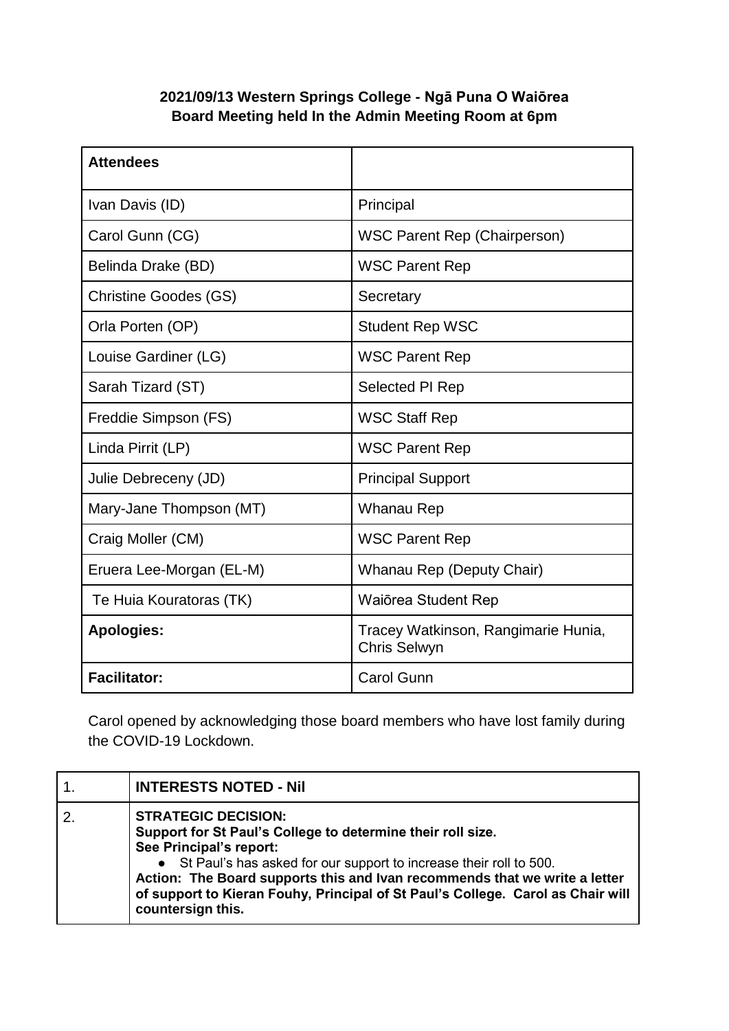**2021/09/13 Western Springs College - Ngā Puna O Waiōrea**
**Board Meeting held In the Admin Meeting Room at 6pm**

| **Attendees** | |
|---|---|
| Ivan Davis (ID) | Principal |
| Carol Gunn (CG) | WSC Parent Rep (Chairperson) |
| Belinda Drake (BD) | WSC Parent Rep |
| Christine Goodes (GS) | Secretary |
| Orla Porten (OP) | Student Rep WSC |
| Louise Gardiner (LG) | WSC Parent Rep |
| Sarah Tizard (ST) | Selected PI Rep |
| Freddie Simpson (FS) | WSC Staff Rep |
| Linda Pirrit (LP) | WSC Parent Rep |
| Julie Debreceny (JD) | Principal Support |
| Mary-Jane Thompson (MT) | Whanau Rep |
| Craig Moller (CM) | WSC Parent Rep |
| Eruera Lee-Morgan (EL-M) | Whanau Rep (Deputy Chair) |
| Te Huia Kouratoras (TK) | Waiōrea Student Rep |
| **Apologies:** | Tracey Watkinson, Rangimarie Hunia, Chris Selwyn |
| **Facilitator:** | Carol Gunn |

Carol opened by acknowledging those board members who have lost family during the COVID-19 Lockdown.

| | |
|---|---|
| 1. | **INTERESTS NOTED - Nil** |
| 2. | **STRATEGIC DECISION:** <br> **Support for St Paul's College to determine their roll size.** <br> **See Principal's report:** <br> ● St Paul's has asked for our support to increase their roll to 500. <br> **Action: The Board supports this and Ivan recommends that we write a letter of support to Kieran Fouhy, Principal of St Paul's College. Carol as Chair will countersign this.** |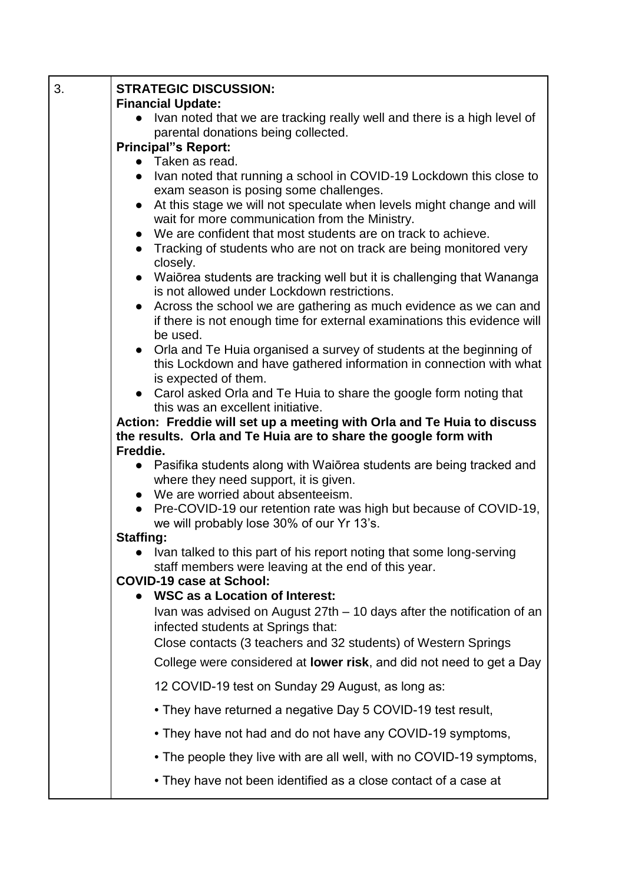| 3. | **STRATEGIC DISCUSSION:** |
|---|---|

**Financial Update:**

- Ivan noted that we are tracking really well and there is a high level of parental donations being collected.

**Principal"s Report:**

- Taken as read.
- Ivan noted that running a school in COVID-19 Lockdown this close to exam season is posing some challenges.
- At this stage we will not speculate when levels might change and will wait for more communication from the Ministry.
- We are confident that most students are on track to achieve.
- Tracking of students who are not on track are being monitored very closely.
- Waiōrea students are tracking well but it is challenging that Wananga is not allowed under Lockdown restrictions.
- Across the school we are gathering as much evidence as we can and if there is not enough time for external examinations this evidence will be used.
- Orla and Te Huia organised a survey of students at the beginning of this Lockdown and have gathered information in connection with what is expected of them.
- Carol asked Orla and Te Huia to share the google form noting that this was an excellent initiative.

**Action: Freddie will set up a meeting with Orla and Te Huia to discuss the results. Orla and Te Huia are to share the google form with Freddie.**

- Pasifika students along with Waiōrea students are being tracked and where they need support, it is given.
- We are worried about absenteeism.
- Pre-COVID-19 our retention rate was high but because of COVID-19, we will probably lose 30% of our Yr 13's.

**Staffing:**

- Ivan talked to this part of his report noting that some long-serving staff members were leaving at the end of this year.

**COVID-19 case at School:**

- **WSC as a Location of Interest:**

  Ivan was advised on August 27th – 10 days after the notification of an infected students at Springs that:

  Close contacts (3 teachers and 32 students) of Western Springs College were considered at **lower risk**, and did not need to get a Day 12 COVID-19 test on Sunday 29 August, as long as:

  • They have returned a negative Day 5 COVID-19 test result,

  • They have not had and do not have any COVID-19 symptoms,

  • The people they live with are all well, with no COVID-19 symptoms,

  • They have not been identified as a close contact of a case at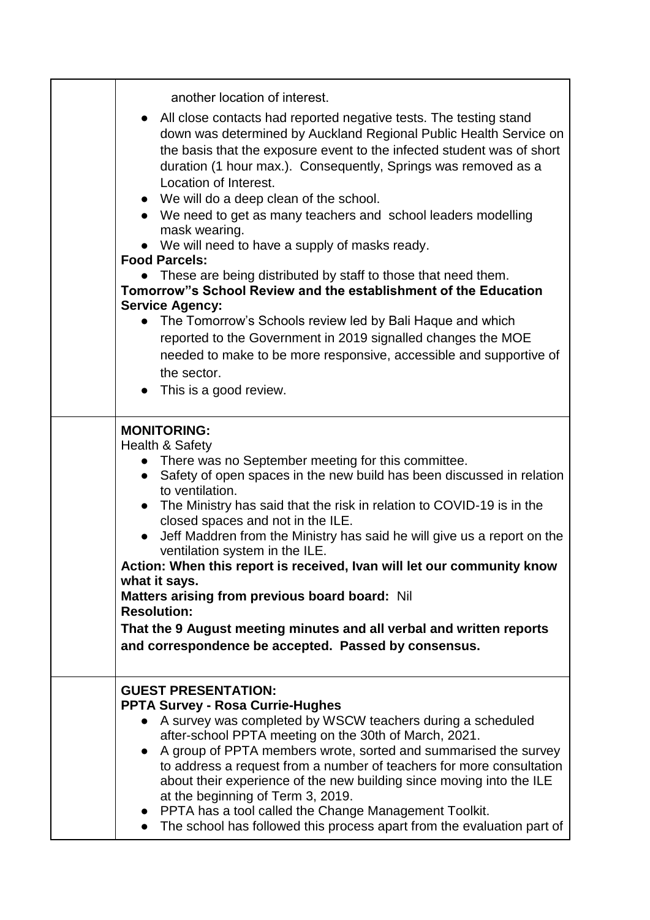| | |
|---|---|
| | another location of interest.<br>● All close contacts had reported negative tests. The testing stand down was determined by Auckland Regional Public Health Service on the basis that the exposure event to the infected student was of short duration (1 hour max.). Consequently, Springs was removed as a Location of Interest.<br>● We will do a deep clean of the school.<br>● We need to get as many teachers and school leaders modelling mask wearing.<br>● We will need to have a supply of masks ready.<br>**Food Parcels:**<br>● These are being distributed by staff to those that need them.<br>**Tomorrow"s School Review and the establishment of the Education Service Agency:**<br>● The Tomorrow's Schools review led by Bali Haque and which reported to the Government in 2019 signalled changes the MOE needed to make to be more responsive, accessible and supportive of the sector.<br>● This is a good review. |
| | **MONITORING:**<br>Health & Safety<br>● There was no September meeting for this committee.<br>● Safety of open spaces in the new build has been discussed in relation to ventilation.<br>● The Ministry has said that the risk in relation to COVID-19 is in the closed spaces and not in the ILE.<br>● Jeff Maddren from the Ministry has said he will give us a report on the ventilation system in the ILE.<br>**Action: When this report is received, Ivan will let our community know what it says.**<br>**Matters arising from previous board board:** Nil<br>**Resolution:**<br>**That the 9 August meeting minutes and all verbal and written reports and correspondence be accepted. Passed by consensus.** |
| | **GUEST PRESENTATION:**<br>**PPTA Survey - Rosa Currie-Hughes**<br>● A survey was completed by WSCW teachers during a scheduled after-school PPTA meeting on the 30th of March, 2021.<br>● A group of PPTA members wrote, sorted and summarised the survey to address a request from a number of teachers for more consultation about their experience of the new building since moving into the ILE at the beginning of Term 3, 2019.<br>● PPTA has a tool called the Change Management Toolkit.<br>● The school has followed this process apart from the evaluation part of |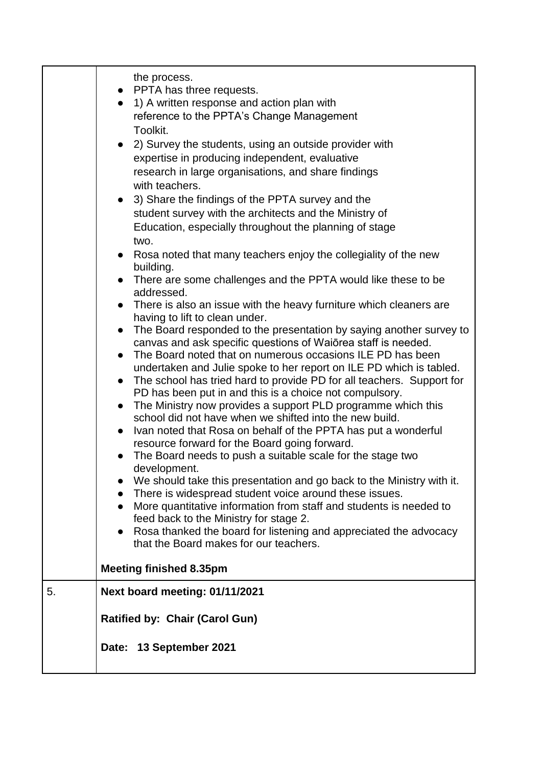| | |
|---|---|
| | the process.<br>• PPTA has three requests.<br>• 1) A written response and action plan with reference to the PPTA's Change Management Toolkit.<br>• 2) Survey the students, using an outside provider with expertise in producing independent, evaluative research in large organisations, and share findings with teachers.<br>• 3) Share the findings of the PPTA survey and the student survey with the architects and the Ministry of Education, especially throughout the planning of stage two.<br>• Rosa noted that many teachers enjoy the collegiality of the new building.<br>• There are some challenges and the PPTA would like these to be addressed.<br>• There is also an issue with the heavy furniture which cleaners are having to lift to clean under.<br>• The Board responded to the presentation by saying another survey to canvas and ask specific questions of Waiōrea staff is needed.<br>• The Board noted that on numerous occasions ILE PD has been undertaken and Julie spoke to her report on ILE PD which is tabled.<br>• The school has tried hard to provide PD for all teachers. Support for PD has been put in and this is a choice not compulsory.<br>• The Ministry now provides a support PLD programme which this school did not have when we shifted into the new build.<br>• Ivan noted that Rosa on behalf of the PPTA has put a wonderful resource forward for the Board going forward.<br>• The Board needs to push a suitable scale for the stage two development.<br>• We should take this presentation and go back to the Ministry with it.<br>• There is widespread student voice around these issues.<br>• More quantitative information from staff and students is needed to feed back to the Ministry for stage 2.<br>• Rosa thanked the board for listening and appreciated the advocacy that the Board makes for our teachers.<br><br>**Meeting finished 8.35pm** |
| 5. | **Next board meeting: 01/11/2021**<br><br>**Ratified by: Chair (Carol Gun)**<br><br>**Date: 13 September 2021** |